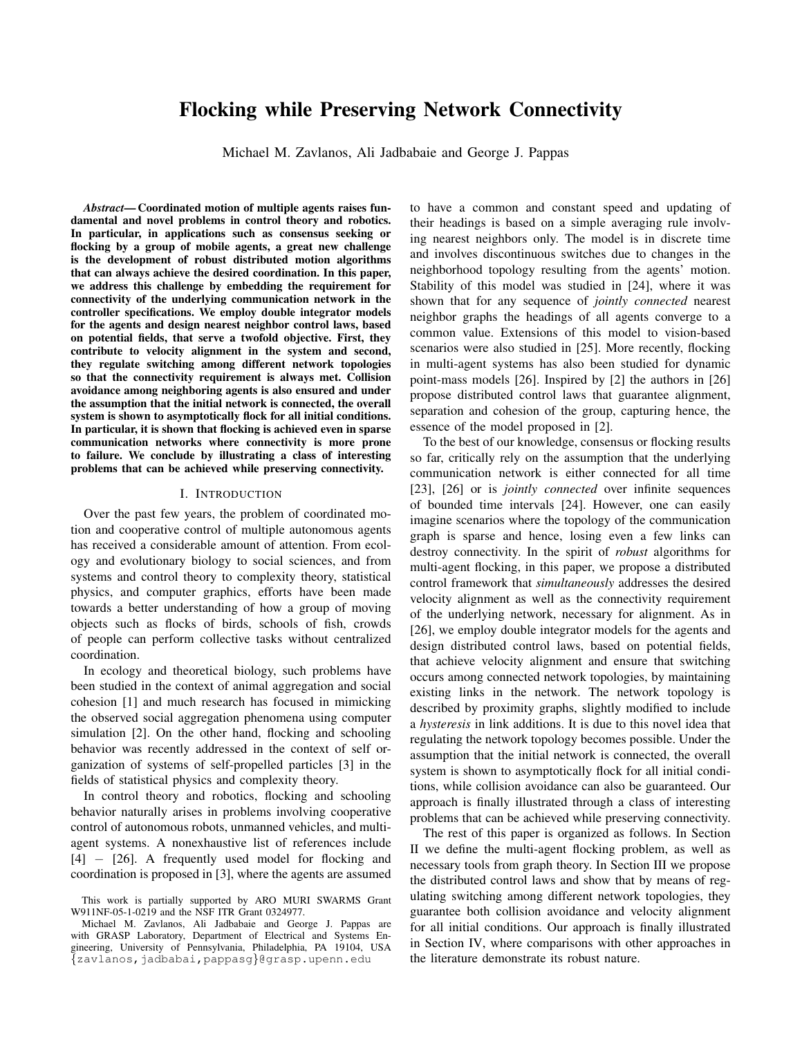# Flocking while Preserving Network Connectivity

Michael M. Zavlanos, Ali Jadbabaie and George J. Pappas

***Abstract*— Coordinated motion of multiple agents raises fundamental and novel problems in control theory and robotics. In particular, in applications such as consensus seeking or flocking by a group of mobile agents, a great new challenge is the development of robust distributed motion algorithms that can always achieve the desired coordination. In this paper, we address this challenge by embedding the requirement for connectivity of the underlying communication network in the controller specifications. We employ double integrator models for the agents and design nearest neighbor control laws, based on potential fields, that serve a twofold objective. First, they contribute to velocity alignment in the system and second, they regulate switching among different network topologies so that the connectivity requirement is always met. Collision avoidance among neighboring agents is also ensured and under the assumption that the initial network is connected, the overall system is shown to asymptotically flock for all initial conditions. In particular, it is shown that flocking is achieved even in sparse communication networks where connectivity is more prone to failure. We conclude by illustrating a class of interesting problems that can be achieved while preserving connectivity.**

## I. Introduction

Over the past few years, the problem of coordinated motion and cooperative control of multiple autonomous agents has received a considerable amount of attention. From ecology and evolutionary biology to social sciences, and from systems and control theory to complexity theory, statistical physics, and computer graphics, efforts have been made towards a better understanding of how a group of moving objects such as flocks of birds, schools of fish, crowds of people can perform collective tasks without centralized coordination.

In ecology and theoretical biology, such problems have been studied in the context of animal aggregation and social cohesion [1] and much research has focused in mimicking the observed social aggregation phenomena using computer simulation [2]. On the other hand, flocking and schooling behavior was recently addressed in the context of self organization of systems of self-propelled particles [3] in the fields of statistical physics and complexity theory.

In control theory and robotics, flocking and schooling behavior naturally arises in problems involving cooperative control of autonomous robots, unmanned vehicles, and multi-agent systems. A nonexhaustive list of references include [4] – [26]. A frequently used model for flocking and coordination is proposed in [3], where the agents are assumed to have a common and constant speed and updating of their headings is based on a simple averaging rule involving nearest neighbors only. The model is in discrete time and involves discontinuous switches due to changes in the neighborhood topology resulting from the agents' motion. Stability of this model was studied in [24], where it was shown that for any sequence of *jointly connected* nearest neighbor graphs the headings of all agents converge to a common value. Extensions of this model to vision-based scenarios were also studied in [25]. More recently, flocking in multi-agent systems has also been studied for dynamic point-mass models [26]. Inspired by [2] the authors in [26] propose distributed control laws that guarantee alignment, separation and cohesion of the group, capturing hence, the essence of the model proposed in [2].

To the best of our knowledge, consensus or flocking results so far, critically rely on the assumption that the underlying communication network is either connected for all time [23], [26] or is *jointly connected* over infinite sequences of bounded time intervals [24]. However, one can easily imagine scenarios where the topology of the communication graph is sparse and hence, losing even a few links can destroy connectivity. In the spirit of *robust* algorithms for multi-agent flocking, in this paper, we propose a distributed control framework that *simultaneously* addresses the desired velocity alignment as well as the connectivity requirement of the underlying network, necessary for alignment. As in [26], we employ double integrator models for the agents and design distributed control laws, based on potential fields, that achieve velocity alignment and ensure that switching occurs among connected network topologies, by maintaining existing links in the network. The network topology is described by proximity graphs, slightly modified to include a *hysteresis* in link additions. It is due to this novel idea that regulating the network topology becomes possible. Under the assumption that the initial network is connected, the overall system is shown to asymptotically flock for all initial conditions, while collision avoidance can also be guaranteed. Our approach is finally illustrated through a class of interesting problems that can be achieved while preserving connectivity.

The rest of this paper is organized as follows. In Section II we define the multi-agent flocking problem, as well as necessary tools from graph theory. In Section III we propose the distributed control laws and show that by means of regulating switching among different network topologies, they guarantee both collision avoidance and velocity alignment for all initial conditions. Our approach is finally illustrated in Section IV, where comparisons with other approaches in the literature demonstrate its robust nature.

This work is partially supported by ARO MURI SWARMS Grant W911NF-05-1-0219 and the NSF ITR Grant 0324977.

Michael M. Zavlanos, Ali Jadbabaie and George J. Pappas are with GRASP Laboratory, Department of Electrical and Systems Engineering, University of Pennsylvania, Philadelphia, PA 19104, USA {zavlanos,jadbabai,pappasg}@grasp.upenn.edu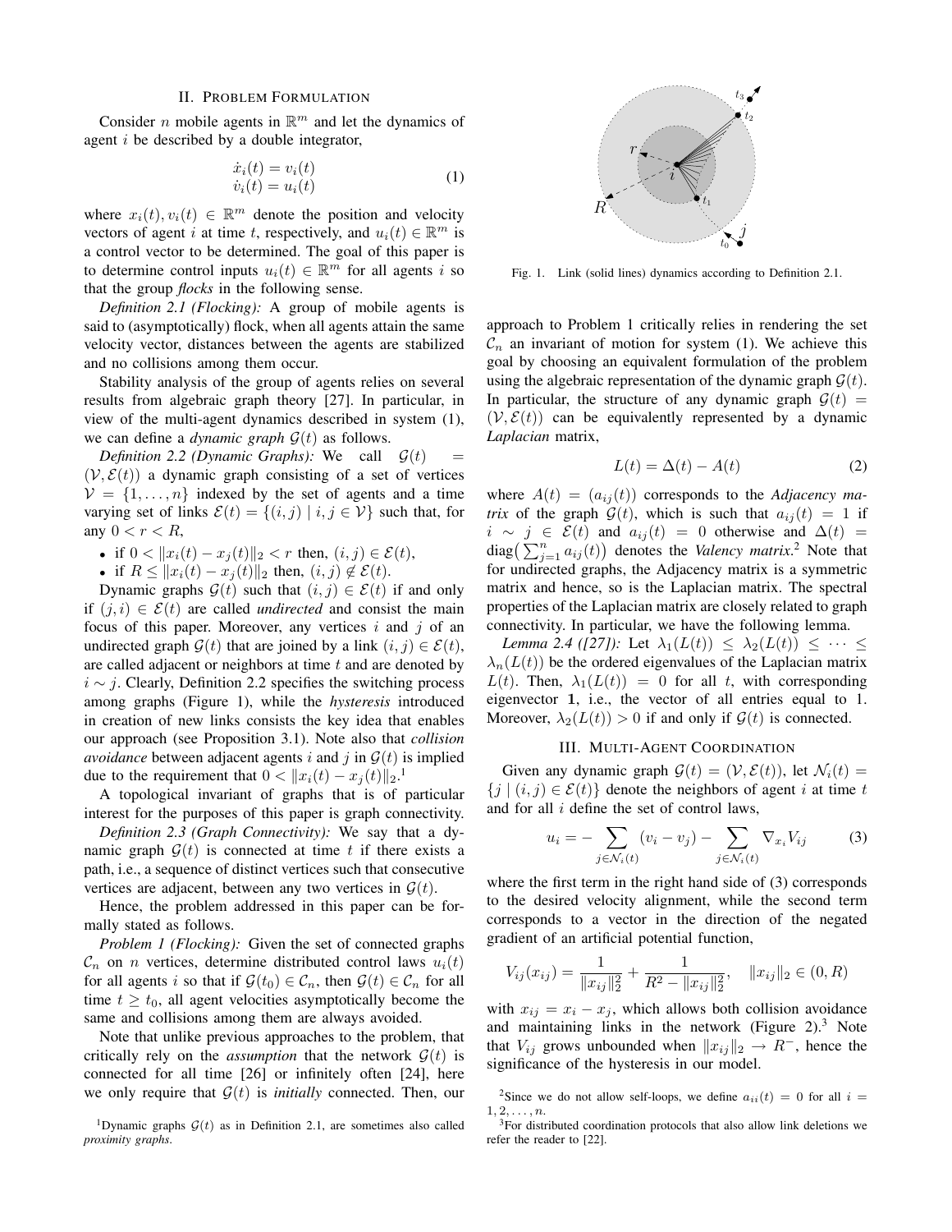## II. Problem Formulation

Consider $n$ mobile agents in $\mathbb{R}^m$ and let the dynamics of agent $i$ be described by a double integrator,

$$\begin{aligned} \dot{x}_i(t) &= v_i(t) \\ \dot{v}_i(t) &= u_i(t) \end{aligned} \tag{1}$$

where $x_i(t), v_i(t) \in \mathbb{R}^m$ denote the position and velocity vectors of agent $i$ at time $t$, respectively, and $u_i(t) \in \mathbb{R}^m$ is a control vector to be determined. The goal of this paper is to determine control inputs $u_i(t) \in \mathbb{R}^m$ for all agents $i$ so that the group *flocks* in the following sense.

*Definition 2.1 (Flocking):* A group of mobile agents is said to (asymptotically) flock, when all agents attain the same velocity vector, distances between the agents are stabilized and no collisions among them occur.

Stability analysis of the group of agents relies on several results from algebraic graph theory [27]. In particular, in view of the multi-agent dynamics described in system (1), we can define a *dynamic graph* $\mathcal{G}(t)$ as follows.

*Definition 2.2 (Dynamic Graphs):* We call $\mathcal{G}(t) = (\mathcal{V}, \mathcal{E}(t))$ a dynamic graph consisting of a set of vertices $\mathcal{V} = \{1, \dots, n\}$ indexed by the set of agents and a time varying set of links $\mathcal{E}(t) = \{(i,j) \mid i,j \in \mathcal{V}\}$ such that, for any $0 < r < R$,

- if $0 < \|x_i(t) - x_j(t)\|_2 < r$ then, $(i,j) \in \mathcal{E}(t)$,
- if $R \leq \|x_i(t) - x_j(t)\|_2$ then, $(i,j) \notin \mathcal{E}(t)$.

Dynamic graphs $\mathcal{G}(t)$ such that $(i,j) \in \mathcal{E}(t)$ if and only if $(j,i) \in \mathcal{E}(t)$ are called *undirected* and consist the main focus of this paper. Moreover, any vertices $i$ and $j$ of an undirected graph $\mathcal{G}(t)$ that are joined by a link $(i,j) \in \mathcal{E}(t)$, are called adjacent or neighbors at time $t$ and are denoted by $i \sim j$. Clearly, Definition 2.2 specifies the switching process among graphs (Figure 1), while the *hysteresis* introduced in creation of new links consists the key idea that enables our approach (see Proposition 3.1). Note also that *collision avoidance* between adjacent agents $i$ and $j$ in $\mathcal{G}(t)$ is implied due to the requirement that $0 < \|x_i(t) - x_j(t)\|_2$.[1]

A topological invariant of graphs that is of particular interest for the purposes of this paper is graph connectivity.

*Definition 2.3 (Graph Connectivity):* We say that a dynamic graph $\mathcal{G}(t)$ is connected at time $t$ if there exists a path, i.e., a sequence of distinct vertices such that consecutive vertices are adjacent, between any two vertices in $\mathcal{G}(t)$.

Hence, the problem addressed in this paper can be formally stated as follows.

*Problem 1 (Flocking):* Given the set of connected graphs $\mathcal{C}_n$ on $n$ vertices, determine distributed control laws $u_i(t)$ for all agents $i$ so that if $\mathcal{G}(t_0) \in \mathcal{C}_n$, then $\mathcal{G}(t) \in \mathcal{C}_n$ for all time $t \geq t_0$, all agent velocities asymptotically become the same and collisions among them are always avoided.

Note that unlike previous approaches to the problem, that critically rely on the *assumption* that the network $\mathcal{G}(t)$ is connected for all time [26] or infinitely often [24], here we only require that $\mathcal{G}(t)$ is *initially* connected. Then, our approach to Problem 1 critically relies in rendering the set $\mathcal{C}_n$ an invariant of motion for system (1). We achieve this goal by choosing an equivalent formulation of the problem using the algebraic representation of the dynamic graph $\mathcal{G}(t)$. In particular, the structure of any dynamic graph $\mathcal{G}(t) = (\mathcal{V}, \mathcal{E}(t))$ can be equivalently represented by a dynamic *Laplacian* matrix,

$$L(t) = \Delta(t) - A(t) \tag{2}$$

where $A(t) = (a_{ij}(t))$ corresponds to the *Adjacency matrix* of the graph $\mathcal{G}(t)$, which is such that $a_{ij}(t) = 1$ if $i \sim j \in \mathcal{E}(t)$ and $a_{ij}(t) = 0$ otherwise and $\Delta(t) = \text{diag}\big(\sum_{j=1}^n a_{ij}(t)\big)$ denotes the *Valency matrix*.[2] Note that for undirected graphs, the Adjacency matrix is a symmetric matrix and hence, so is the Laplacian matrix. The spectral properties of the Laplacian matrix are closely related to graph connectivity. In particular, we have the following lemma.

*Lemma 2.4 ([27]):* Let $\lambda_1(L(t)) \leq \lambda_2(L(t)) \leq \cdots \leq \lambda_n(L(t))$ be the ordered eigenvalues of the Laplacian matrix $L(t)$. Then, $\lambda_1(L(t)) = 0$ for all $t$, with corresponding eigenvector $\mathbf{1}$, i.e., the vector of all entries equal to 1. Moreover, $\lambda_2(L(t)) > 0$ if and only if $\mathcal{G}(t)$ is connected.

Fig. 1. Link (solid lines) dynamics according to Definition 2.1.

## III. Multi-Agent Coordination

Given any dynamic graph $\mathcal{G}(t) = (\mathcal{V}, \mathcal{E}(t))$, let $\mathcal{N}_i(t) = \{j \mid (i,j) \in \mathcal{E}(t)\}$ denote the neighbors of agent $i$ at time $t$ and for all $i$ define the set of control laws,

$$u_i = -\sum_{j \in \mathcal{N}_i(t)} (v_i - v_j) - \sum_{j \in \mathcal{N}_i(t)} \nabla_{x_i} V_{ij} \tag{3}$$

where the first term in the right hand side of (3) corresponds to the desired velocity alignment, while the second term corresponds to a vector in the direction of the negated gradient of an artificial potential function,

$$V_{ij}(x_{ij}) = \frac{1}{\|x_{ij}\|_2^2} + \frac{1}{R^2 - \|x_{ij}\|_2^2}, \quad \|x_{ij}\|_2 \in (0, R)$$

with $x_{ij} = x_i - x_j$, which allows both collision avoidance and maintaining links in the network (Figure 2).[3] Note that $V_{ij}$ grows unbounded when $\|x_{ij}\|_2 \to R^-$, hence the significance of the hysteresis in our model.

[1] Dynamic graphs $\mathcal{G}(t)$ as in Definition 2.1, are sometimes also called *proximity graphs*.

[2] Since we do not allow self-loops, we define $a_{ii}(t) = 0$ for all $i = 1, 2, \dots, n$.

[3] For distributed coordination protocols that also allow link deletions we refer the reader to [22].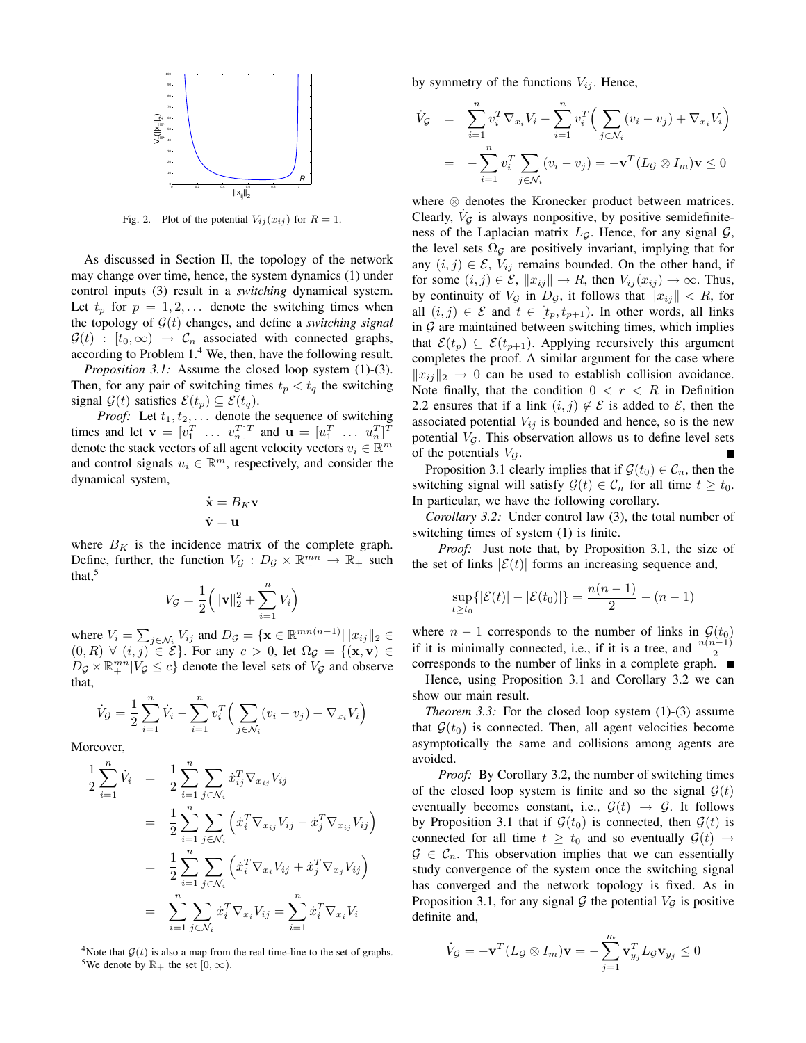Fig. 2. Plot of the potential $V_{ij}(x_{ij})$ for $R = 1$.

As discussed in Section II, the topology of the network may change over time, hence, the system dynamics (1) under control inputs (3) result in a *switching* dynamical system. Let $t_p$ for $p = 1, 2, \ldots$ denote the switching times when the topology of $\mathcal{G}(t)$ changes, and define a *switching signal* $\mathcal{G}(t) : [t_0, \infty) \to \mathcal{C}_n$ associated with connected graphs, according to Problem 1.[4] We, then, have the following result.

*Proposition 3.1:* Assume the closed loop system (1)-(3). Then, for any pair of switching times $t_p < t_q$ the switching signal $\mathcal{G}(t)$ satisfies $\mathcal{E}(t_p) \subseteq \mathcal{E}(t_q)$.

*Proof:* Let $t_1, t_2, \ldots$ denote the sequence of switching times and let $\mathbf{v} = [v_1^T \ \ldots \ v_n^T]^T$ and $\mathbf{u} = [u_1^T \ \ldots \ u_n^T]^T$ denote the stack vectors of all agent velocity vectors $v_i \in \mathbb{R}^m$ and control signals $u_i \in \mathbb{R}^m$, respectively, and consider the dynamical system,

$$\dot{\mathbf{x}} = B_K \mathbf{v}$$
$$\dot{\mathbf{v}} = \mathbf{u}$$

where $B_K$ is the incidence matrix of the complete graph. Define, further, the function $V_{\mathcal{G}} : D_{\mathcal{G}} \times \mathbb{R}_+^{mn} \to \mathbb{R}_+$ such that,[5]

$$V_{\mathcal{G}} = \frac{1}{2}\Big(\|\mathbf{v}\|_2^2 + \sum_{i=1}^n V_i\Big)$$

where $V_i = \sum_{j \in \mathcal{N}_i} V_{ij}$ and $D_{\mathcal{G}} = \{\mathbf{x} \in \mathbb{R}^{mn(n-1)} | \|x_{ij}\|_2 \in (0, R) \ \forall \ (i,j) \in \mathcal{E}\}$. For any $c > 0$, let $\Omega_{\mathcal{G}} = \{(\mathbf{x}, \mathbf{v}) \in D_{\mathcal{G}} \times \mathbb{R}_+^{mn} | V_{\mathcal{G}} \leq c\}$ denote the level sets of $V_{\mathcal{G}}$ and observe that,

$$\dot{V}_{\mathcal{G}} = \frac{1}{2}\sum_{i=1}^n \dot{V}_i - \sum_{i=1}^n v_i^T \Big(\sum_{j \in \mathcal{N}_i}(v_i - v_j) + \nabla_{x_i} V_i\Big)$$

Moreover,

$$\begin{aligned}
\frac{1}{2}\sum_{i=1}^n \dot{V}_i &= \frac{1}{2}\sum_{i=1}^n \sum_{j \in \mathcal{N}_i} \dot{x}_{ij}^T \nabla_{x_{ij}} V_{ij} \\
&= \frac{1}{2}\sum_{i=1}^n \sum_{j \in \mathcal{N}_i} \Big(\dot{x}_i^T \nabla_{x_{ij}} V_{ij} - \dot{x}_j^T \nabla_{x_{ij}} V_{ij}\Big) \\
&= \frac{1}{2}\sum_{i=1}^n \sum_{j \in \mathcal{N}_i} \Big(\dot{x}_i^T \nabla_{x_i} V_{ij} + \dot{x}_j^T \nabla_{x_j} V_{ij}\Big) \\
&= \sum_{i=1}^n \sum_{j \in \mathcal{N}_i} \dot{x}_i^T \nabla_{x_i} V_{ij} = \sum_{i=1}^n \dot{x}_i^T \nabla_{x_i} V_i
\end{aligned}$$

by symmetry of the functions $V_{ij}$. Hence,

$$\begin{aligned}
\dot{V}_{\mathcal{G}} &= \sum_{i=1}^n v_i^T \nabla_{x_i} V_i - \sum_{i=1}^n v_i^T \Big(\sum_{j \in \mathcal{N}_i}(v_i - v_j) + \nabla_{x_i} V_i\Big) \\
&= -\sum_{i=1}^n v_i^T \sum_{j \in \mathcal{N}_i}(v_i - v_j) = -\mathbf{v}^T (L_{\mathcal{G}} \otimes I_m)\mathbf{v} \leq 0
\end{aligned}$$

where $\otimes$ denotes the Kronecker product between matrices. Clearly, $\dot{V}_{\mathcal{G}}$ is always nonpositive, by positive semidefiniteness of the Laplacian matrix $L_{\mathcal{G}}$. Hence, for any signal $\mathcal{G}$, the level sets $\Omega_{\mathcal{G}}$ are positively invariant, implying that for any $(i,j) \in \mathcal{E}$, $V_{ij}$ remains bounded. On the other hand, if for some $(i,j) \in \mathcal{E}$, $\|x_{ij}\| \to R$, then $V_{ij}(x_{ij}) \to \infty$. Thus, by continuity of $V_{\mathcal{G}}$ in $D_{\mathcal{G}}$, it follows that $\|x_{ij}\| < R$, for all $(i,j) \in \mathcal{E}$ and $t \in [t_p, t_{p+1})$. In other words, all links in $\mathcal{G}$ are maintained between switching times, which implies that $\mathcal{E}(t_p) \subseteq \mathcal{E}(t_{p+1})$. Applying recursively this argument completes the proof. A similar argument for the case where $\|x_{ij}\|_2 \to 0$ can be used to establish collision avoidance. Note finally, that the condition $0 < r < R$ in Definition 2.2 ensures that if a link $(i,j) \notin \mathcal{E}$ is added to $\mathcal{E}$, then the associated potential $V_{ij}$ is bounded and hence, so is the new potential $V_{\mathcal{G}}$. This observation allows us to define level sets of the potentials $V_{\mathcal{G}}$. ■

Proposition 3.1 clearly implies that if $\mathcal{G}(t_0) \in \mathcal{C}_n$, then the switching signal will satisfy $\mathcal{G}(t) \in \mathcal{C}_n$ for all time $t \geq t_0$. In particular, we have the following corollary.

*Corollary 3.2:* Under control law (3), the total number of switching times of system (1) is finite.

*Proof:* Just note that, by Proposition 3.1, the size of the set of links $|\mathcal{E}(t)|$ forms an increasing sequence and,

$$\sup_{t \geq t_0}\{|\mathcal{E}(t)| - |\mathcal{E}(t_0)|\} = \frac{n(n-1)}{2} - (n-1)$$

where $n-1$ corresponds to the number of links in $\mathcal{G}(t_0)$ if it is minimally connected, i.e., if it is a tree, and $\frac{n(n-1)}{2}$ corresponds to the number of links in a complete graph. ■

Hence, using Proposition 3.1 and Corollary 3.2 we can show our main result.

*Theorem 3.3:* For the closed loop system (1)-(3) assume that $\mathcal{G}(t_0)$ is connected. Then, all agent velocities become asymptotically the same and collisions among agents are avoided.

*Proof:* By Corollary 3.2, the number of switching times of the closed loop system is finite and so the signal $\mathcal{G}(t)$ eventually becomes constant, i.e., $\mathcal{G}(t) \to \mathcal{G}$. It follows by Proposition 3.1 that if $\mathcal{G}(t_0)$ is connected, then $\mathcal{G}(t)$ is connected for all time $t \geq t_0$ and so eventually $\mathcal{G}(t) \to \mathcal{G} \in \mathcal{C}_n$. This observation implies that we can essentially study convergence of the system once the switching signal has converged and the network topology is fixed. As in Proposition 3.1, for any signal $\mathcal{G}$ the potential $V_{\mathcal{G}}$ is positive definite and,

$$\dot{V}_{\mathcal{G}} = -\mathbf{v}^T (L_{\mathcal{G}} \otimes I_m)\mathbf{v} = -\sum_{j=1}^m \mathbf{v}_{y_j}^T L_{\mathcal{G}} \mathbf{v}_{y_j} \leq 0$$

[4] Note that $\mathcal{G}(t)$ is also a map from the real time-line to the set of graphs.

[5] We denote by $\mathbb{R}_+$ the set $[0, \infty)$.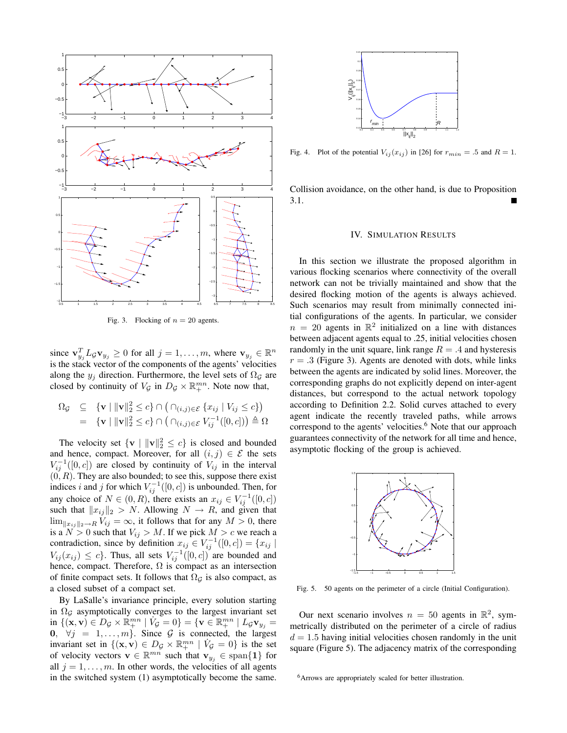Fig. 3. Flocking of $n = 20$ agents.

since $\mathbf{v}_{y_j}^T L_{\mathcal{G}} \mathbf{v}_{y_j} \geq 0$ for all $j = 1, \ldots, m$, where $\mathbf{v}_{y_j} \in \mathbb{R}^n$ is the stack vector of the components of the agents' velocities along the $y_j$ direction. Furthermore, the level sets of $\Omega_{\mathcal{G}}$ are closed by continuity of $V_{\mathcal{G}}$ in $D_{\mathcal{G}} \times \mathbb{R}_+^{mn}$. Note now that,

$$
\begin{aligned}
\Omega_{\mathcal{G}} &\subseteq \{\mathbf{v} \mid \|\mathbf{v}\|_2^2 \leq c\} \cap \left( \cap_{(i,j)\in\mathcal{E}} \{x_{ij} \mid V_{ij} \leq c\} \right) \\
&= \{\mathbf{v} \mid \|\mathbf{v}\|_2^2 \leq c\} \cap \left( \cap_{(i,j)\in\mathcal{E}} V_{ij}^{-1}([0,c]) \right) \triangleq \Omega
\end{aligned}
$$

The velocity set $\{\mathbf{v} \mid \|\mathbf{v}\|_2^2 \leq c\}$ is closed and bounded and hence, compact. Moreover, for all $(i,j) \in \mathcal{E}$ the sets $V_{ij}^{-1}([0,c])$ are closed by continuity of $V_{ij}$ in the interval $(0,R)$. They are also bounded; to see this, suppose there exist indices $i$ and $j$ for which $V_{ij}^{-1}([0,c])$ is unbounded. Then, for any choice of $N \in (0,R)$, there exists an $x_{ij} \in V_{ij}^{-1}([0,c])$ such that $\|x_{ij}\|_2 > N$. Allowing $N \to R$, and given that $\lim_{\|x_{ij}\|_2 \to R} V_{ij} = \infty$, it follows that for any $M > 0$, there is a $N > 0$ such that $V_{ij} > M$. If we pick $M > c$ we reach a contradiction, since by definition $x_{ij} \in V_{ij}^{-1}([0,c]) = \{x_{ij} \mid V_{ij}(x_{ij}) \leq c\}$. Thus, all sets $V_{ij}^{-1}([0,c])$ are bounded and hence, compact. Therefore, $\Omega$ is compact as an intersection of finite compact sets. It follows that $\Omega_{\mathcal{G}}$ is also compact, as a closed subset of a compact set.

By LaSalle's invariance principle, every solution starting in $\Omega_{\mathcal{G}}$ asymptotically converges to the largest invariant set in $\{(\mathbf{x},\mathbf{v}) \in D_{\mathcal{G}} \times \mathbb{R}_+^{mn} \mid \dot{V}_{\mathcal{G}} = 0\} = \{\mathbf{v} \in \mathbb{R}_+^{mn} \mid L_{\mathcal{G}} \mathbf{v}_{y_j} = \mathbf{0}, \ \forall j = 1, \ldots, m\}$. Since $\mathcal{G}$ is connected, the largest invariant set in $\{(\mathbf{x},\mathbf{v}) \in D_{\mathcal{G}} \times \mathbb{R}_+^{mn} \mid \dot{V}_{\mathcal{G}} = 0\}$ is the set of velocity vectors $\mathbf{v} \in \mathbb{R}^{mn}$ such that $\mathbf{v}_{y_j} \in \text{span}\{\mathbf{1}\}$ for all $j = 1, \ldots, m$. In other words, the velocities of all agents in the switched system (1) asymptotically become the same.

Fig. 4. Plot of the potential $V_{ij}(x_{ij})$ in [26] for $r_{min} = .5$ and $R = 1$.

Collision avoidance, on the other hand, is due to Proposition 3.1. ■

## IV. Simulation Results

In this section we illustrate the proposed algorithm in various flocking scenarios where connectivity of the overall network can not be trivially maintained and show that the desired flocking motion of the agents is always achieved. Such scenarios may result from minimally connected initial configurations of the agents. In particular, we consider $n = 20$ agents in $\mathbb{R}^2$ initialized on a line with distances between adjacent agents equal to .25, initial velocities chosen randomly in the unit square, link range $R = .4$ and hysteresis $r = .3$ (Figure 3). Agents are denoted with dots, while links between the agents are indicated by solid lines. Moreover, the corresponding graphs do not explicitly depend on inter-agent distances, but correspond to the actual network topology according to Definition 2.2. Solid curves attached to every agent indicate the recently traveled paths, while arrows correspond to the agents' velocities.[6] Note that our approach guarantees connectivity of the network for all time and hence, asymptotic flocking of the group is achieved.

Fig. 5. 50 agents on the perimeter of a circle (Initial Configuration).

Our next scenario involves $n = 50$ agents in $\mathbb{R}^2$, symmetrically distributed on the perimeter of a circle of radius $d = 1.5$ having initial velocities chosen randomly in the unit square (Figure 5). The adjacency matrix of the corresponding

[6] Arrows are appropriately scaled for better illustration.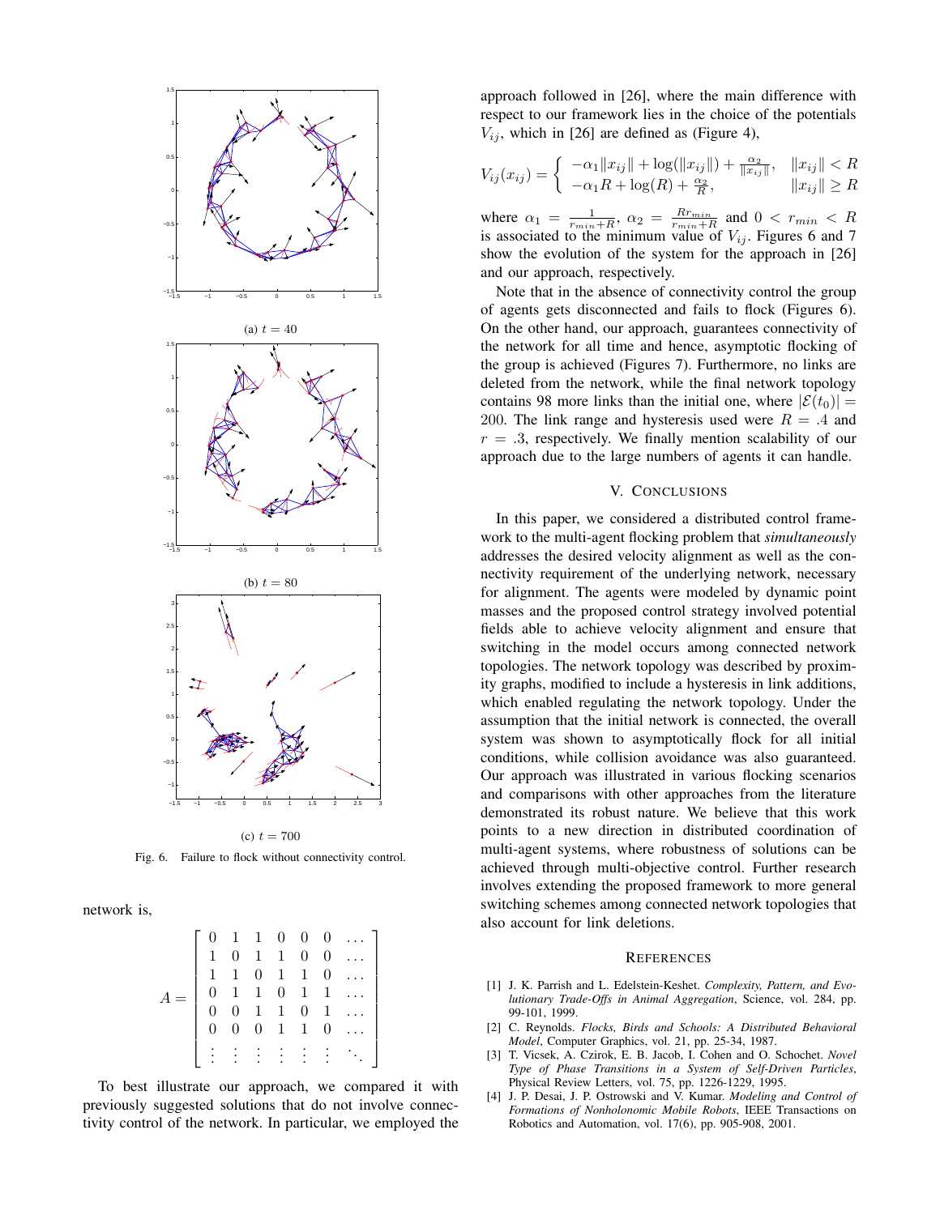(a) $t = 40$

(b) $t = 80$

(c) $t = 700$

Fig. 6. Failure to flock without connectivity control.

network is,

$$A = \begin{bmatrix} 0 & 1 & 1 & 0 & 0 & 0 & \dots \\ 1 & 0 & 1 & 1 & 0 & 0 & \dots \\ 1 & 1 & 0 & 1 & 1 & 0 & \dots \\ 0 & 1 & 1 & 0 & 1 & 1 & \dots \\ 0 & 0 & 1 & 1 & 0 & 1 & \dots \\ 0 & 0 & 0 & 1 & 1 & 0 & \dots \\ \vdots & \vdots & \vdots & \vdots & \vdots & \vdots & \ddots \end{bmatrix}$$

To best illustrate our approach, we compared it with previously suggested solutions that do not involve connectivity control of the network. In particular, we employed the approach followed in [26], where the main difference with respect to our framework lies in the choice of the potentials $V_{ij}$, which in [26] are defined as (Figure 4),

$$V_{ij}(x_{ij}) = \begin{cases} -\alpha_1 \|x_{ij}\| + \log(\|x_{ij}\|) + \frac{\alpha_2}{\|x_{ij}\|}, & \|x_{ij}\| < R \\ -\alpha_1 R + \log(R) + \frac{\alpha_2}{R}, & \|x_{ij}\| \geq R \end{cases}$$

where $\alpha_1 = \frac{1}{r_{min}+R}$, $\alpha_2 = \frac{R r_{min}}{r_{min}+R}$ and $0 < r_{min} < R$ is associated to the minimum value of $V_{ij}$. Figures 6 and 7 show the evolution of the system for the approach in [26] and our approach, respectively.

Note that in the absence of connectivity control the group of agents gets disconnected and fails to flock (Figures 6). On the other hand, our approach, guarantees connectivity of the network for all time and hence, asymptotic flocking of the group is achieved (Figures 7). Furthermore, no links are deleted from the network, while the final network topology contains 98 more links than the initial one, where $|\mathcal{E}(t_0)| = 200$. The link range and hysteresis used were $R = .4$ and $r = .3$, respectively. We finally mention scalability of our approach due to the large numbers of agents it can handle.

## V. Conclusions

In this paper, we considered a distributed control framework to the multi-agent flocking problem that *simultaneously* addresses the desired velocity alignment as well as the connectivity requirement of the underlying network, necessary for alignment. The agents were modeled by dynamic point masses and the proposed control strategy involved potential fields able to achieve velocity alignment and ensure that switching in the model occurs among connected network topologies. The network topology was described by proximity graphs, modified to include a hysteresis in link additions, which enabled regulating the network topology. Under the assumption that the initial network is connected, the overall system was shown to asymptotically flock for all initial conditions, while collision avoidance was also guaranteed. Our approach was illustrated in various flocking scenarios and comparisons with other approaches from the literature demonstrated its robust nature. We believe that this work points to a new direction in distributed coordination of multi-agent systems, where robustness of solutions can be achieved through multi-objective control. Further research involves extending the proposed framework to more general switching schemes among connected network topologies that also account for link deletions.

## References

[1] J. K. Parrish and L. Edelstein-Keshet. *Complexity, Pattern, and Evolutionary Trade-Offs in Animal Aggregation*, Science, vol. 284, pp. 99-101, 1999.

[2] C. Reynolds. *Flocks, Birds and Schools: A Distributed Behavioral Model*, Computer Graphics, vol. 21, pp. 25-34, 1987.

[3] T. Vicsek, A. Czirok, E. B. Jacob, I. Cohen and O. Schochet. *Novel Type of Phase Transitions in a System of Self-Driven Particles*, Physical Review Letters, vol. 75, pp. 1226-1229, 1995.

[4] J. P. Desai, J. P. Ostrowski and V. Kumar. *Modeling and Control of Formations of Nonholonomic Mobile Robots*, IEEE Transactions on Robotics and Automation, vol. 17(6), pp. 905-908, 2001.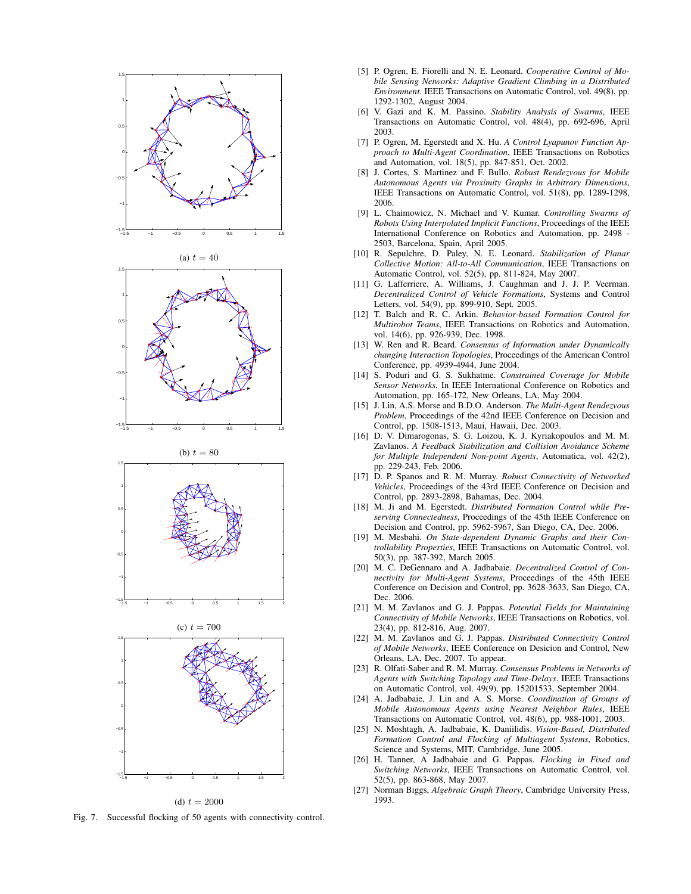1.5
1
0.5
0
−0.5
−1
−1.5
−1.5 −1 −0.5 0 0.5 1 1.5

(a) $t = 40$

1.5
1
0.5
0
−0.5
−1
−1.5
−1.5 −1 −0.5 0 0.5 1 1.5

(b) $t = 80$

1.5
1
0.5
0
−0.5
−1
−1.5
−1.5 −1 −0.5 0 0.5 1 1.5 2

(c) $t = 700$

1.5
1
0.5
0
−0.5
−1
−1.5
−1.5 −1 −0.5 0 0.5 1 1.5 2

(d) $t = 2000$

Fig. 7. Successful flocking of 50 agents with connectivity control.

[5] P. Ogren, E. Fiorelli and N. E. Leonard. *Cooperative Control of Mobile Sensing Networks: Adaptive Gradient Climbing in a Distributed Environment*. IEEE Transactions on Automatic Control, vol. 49(8), pp. 1292-1302, August 2004.

[6] V. Gazi and K. M. Passino. *Stability Analysis of Swarms*, IEEE Transactions on Automatic Control, vol. 48(4), pp. 692-696, April 2003.

[7] P. Ogren, M. Egerstedt and X. Hu. *A Control Lyapunov Function Approach to Multi-Agent Coordination*, IEEE Transactions on Robotics and Automation, vol. 18(5), pp. 847-851, Oct. 2002.

[8] J. Cortes, S. Martinez and F. Bullo. *Robust Rendezvous for Mobile Autonomous Agents via Proximity Graphs in Arbitrary Dimensions*, IEEE Transactions on Automatic Control, vol. 51(8), pp. 1289-1298, 2006.

[9] L. Chaimowicz, N. Michael and V. Kumar. *Controlling Swarms of Robots Using Interpolated Implicit Functions*, Proceedings of the IEEE International Conference on Robotics and Automation, pp. 2498 - 2503, Barcelona, Spain, April 2005.

[10] R. Sepulchre, D. Paley, N. E. Leonard. *Stabilization of Planar Collective Motion: All-to-All Communication*, IEEE Transactions on Automatic Control, vol. 52(5), pp. 811-824, May 2007.

[11] G. Lafferriere, A. Williams, J. Caughman and J. J. P. Veerman. *Decentralized Control of Vehicle Formations*, Systems and Control Letters, vol. 54(9), pp. 899-910, Sept. 2005.

[12] T. Balch and R. C. Arkin. *Behavior-based Formation Control for Multirobot Teams*, IEEE Transactions on Robotics and Automation, vol. 14(6), pp. 926-939, Dec. 1998.

[13] W. Ren and R. Beard. *Consensus of Information under Dynamically changing Interaction Topologies*, Proceedings of the American Control Conference, pp. 4939-4944, June 2004.

[14] S. Poduri and G. S. Sukhatme. *Constrained Coverage for Mobile Sensor Networks*, In IEEE International Conference on Robotics and Automation, pp. 165-172, New Orleans, LA, May 2004.

[15] J. Lin, A.S. Morse and B.D.O. Anderson. *The Multi-Agent Rendezvous Problem*, Proceedings of the 42nd IEEE Conference on Decision and Control, pp. 1508-1513, Maui, Hawaii, Dec. 2003.

[16] D. V. Dimarogonas, S. G. Loizou, K. J. Kyriakopoulos and M. M. Zavlanos. *A Feedback Stabilization and Collision Avoidance Scheme for Multiple Independent Non-point Agents*, Automatica, vol. 42(2), pp. 229-243, Feb. 2006.

[17] D. P. Spanos and R. M. Murray. *Robust Connectivity of Networked Vehicles*, Proceedings of the 43rd IEEE Conference on Decision and Control, pp. 2893-2898, Bahamas, Dec. 2004.

[18] M. Ji and M. Egerstedt. *Distributed Formation Control while Preserving Connectedness*, Proceedings of the 45th IEEE Conference on Decision and Control, pp. 5962-5967, San Diego, CA, Dec. 2006.

[19] M. Mesbahi. *On State-dependent Dynamic Graphs and their Controllability Properties*, IEEE Transactions on Automatic Control, vol. 50(3), pp. 387-392, March 2005.

[20] M. C. DeGennaro and A. Jadbabaie. *Decentralized Control of Connectivity for Multi-Agent Systems*, Proceedings of the 45th IEEE Conference on Decision and Control, pp. 3628-3633, San Diego, CA, Dec. 2006.

[21] M. M. Zavlanos and G. J. Pappas. *Potential Fields for Maintaining Connectivity of Mobile Networks*, IEEE Transactions on Robotics, vol. 23(4), pp. 812-816, Aug. 2007.

[22] M. M. Zavlanos and G. J. Pappas. *Distributed Connectivity Control of Mobile Networks*, IEEE Conference on Desicion and Control, New Orleans, LA, Dec. 2007. To appear.

[23] R. Olfati-Saber and R. M. Murray. *Consensus Problems in Networks of Agents with Switching Topology and Time-Delays*. IEEE Transactions on Automatic Control, vol. 49(9), pp. 15201533, September 2004.

[24] A. Jadbabaie, J. Lin and A. S. Morse. *Coordination of Groups of Mobile Autonomous Agents using Nearest Neighbor Rules*, IEEE Transactions on Automatic Control, vol. 48(6), pp. 988-1001, 2003.

[25] N. Moshtagh, A. Jadbabaie, K. Daniilidis. *Vision-Based, Distributed Formation Control and Flocking of Multiagent Systems*, Robotics, Science and Systems, MIT, Cambridge, June 2005.

[26] H. Tanner, A Jadbabaie and G. Pappas. *Flocking in Fixed and Switching Networks*, IEEE Transactions on Automatic Control, vol. 52(5), pp. 863-868, May 2007.

[27] Norman Biggs, *Algebraic Graph Theory*, Cambridge University Press, 1993.